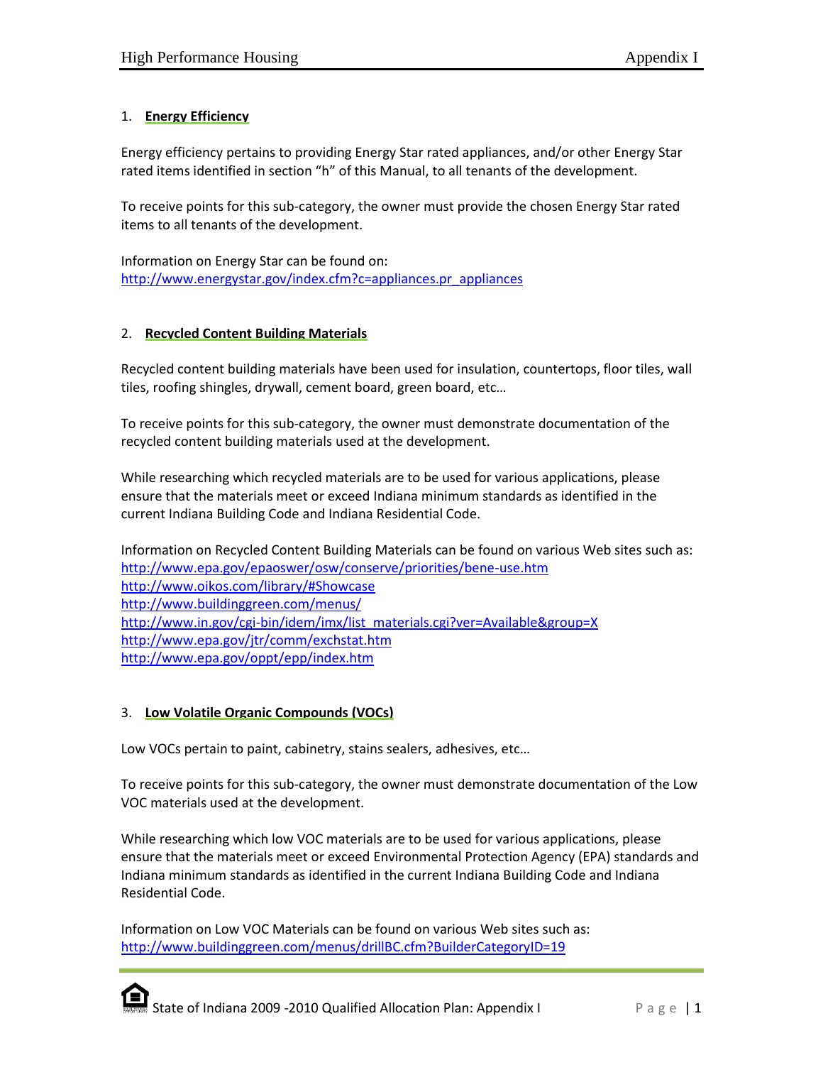1. **Energy Efficiency**

Energy efficiency pertains to providing Energy Star rated appliances, and/or other Energy Star rated items identified in section "h" of this Manual, to all tenants of the development.

To receive points for this sub-category, the owner must provide the chosen Energy Star rated items to all tenants of the development.

Information on Energy Star can be found on:
http://www.energystar.gov/index.cfm?c=appliances.pr_appliances

2. **Recycled Content Building Materials**

Recycled content building materials have been used for insulation, countertops, floor tiles, wall tiles, roofing shingles, drywall, cement board, green board, etc…

To receive points for this sub-category, the owner must demonstrate documentation of the recycled content building materials used at the development.

While researching which recycled materials are to be used for various applications, please ensure that the materials meet or exceed Indiana minimum standards as identified in the current Indiana Building Code and Indiana Residential Code.

Information on Recycled Content Building Materials can be found on various Web sites such as:
http://www.epa.gov/epaoswer/osw/conserve/priorities/bene-use.htm
http://www.oikos.com/library/#Showcase
http://www.buildinggreen.com/menus/
http://www.in.gov/cgi-bin/idem/imx/list_materials.cgi?ver=Available&group=X
http://www.epa.gov/jtr/comm/exchstat.htm
http://www.epa.gov/oppt/epp/index.htm

3. **Low Volatile Organic Compounds (VOCs)**

Low VOCs pertain to paint, cabinetry, stains sealers, adhesives, etc…

To receive points for this sub-category, the owner must demonstrate documentation of the Low VOC materials used at the development.

While researching which low VOC materials are to be used for various applications, please ensure that the materials meet or exceed Environmental Protection Agency (EPA) standards and Indiana minimum standards as identified in the current Indiana Building Code and Indiana Residential Code.

Information on Low VOC Materials can be found on various Web sites such as:
http://www.buildinggreen.com/menus/drillBC.cfm?BuilderCategoryID=19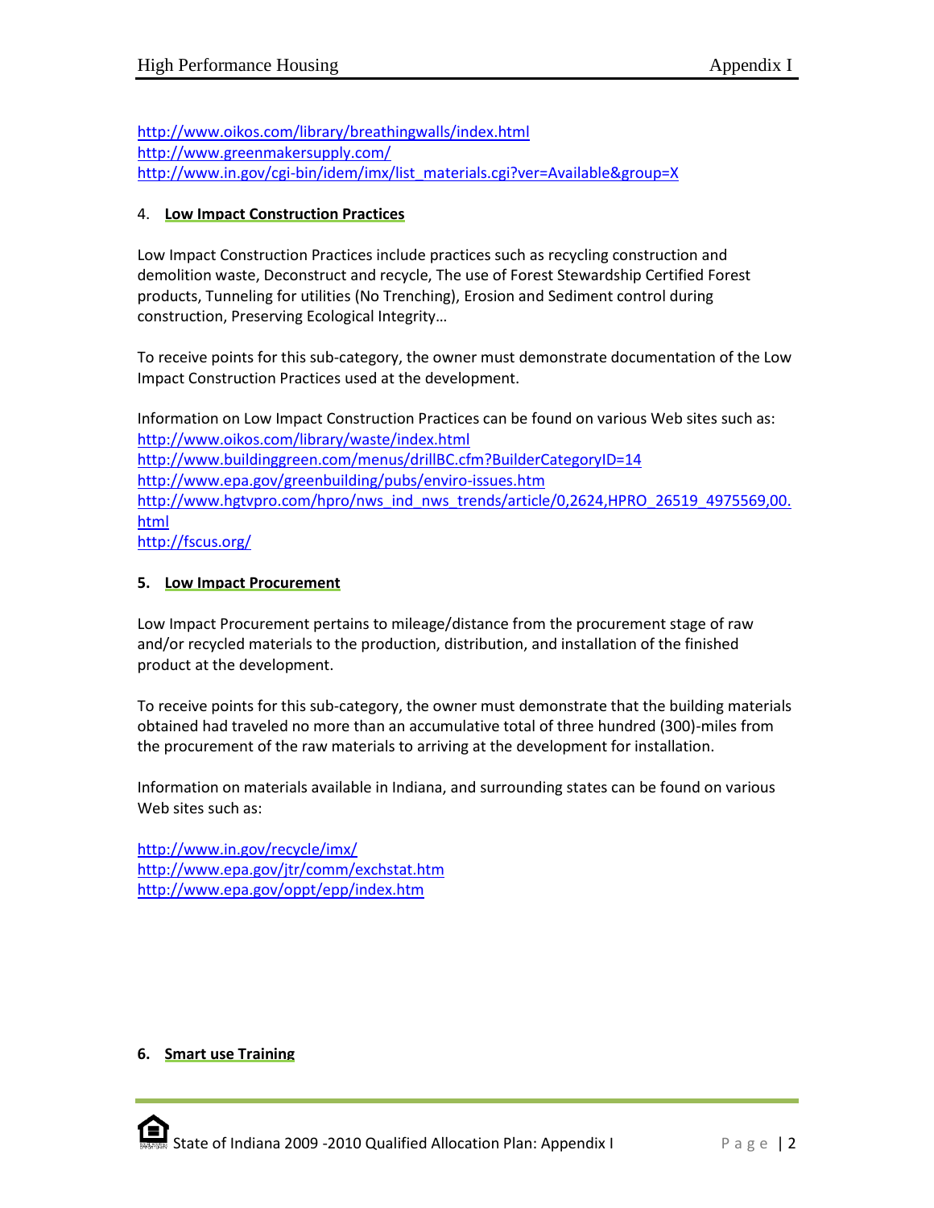http://www.oikos.com/library/breathingwalls/index.html
http://www.greenmakersupply.com/
http://www.in.gov/cgi-bin/idem/imx/list_materials.cgi?ver=Available&group=X

4. **Low Impact Construction Practices**

Low Impact Construction Practices include practices such as recycling construction and demolition waste, Deconstruct and recycle, The use of Forest Stewardship Certified Forest products, Tunneling for utilities (No Trenching), Erosion and Sediment control during construction, Preserving Ecological Integrity…

To receive points for this sub-category, the owner must demonstrate documentation of the Low Impact Construction Practices used at the development.

Information on Low Impact Construction Practices can be found on various Web sites such as:
http://www.oikos.com/library/waste/index.html
http://www.buildinggreen.com/menus/drillBC.cfm?BuilderCategoryID=14
http://www.epa.gov/greenbuilding/pubs/enviro-issues.htm
http://www.hgtvpro.com/hpro/nws_ind_nws_trends/article/0,2624,HPRO_26519_4975569,00.html
http://fscus.org/

**5. Low Impact Procurement**

Low Impact Procurement pertains to mileage/distance from the procurement stage of raw and/or recycled materials to the production, distribution, and installation of the finished product at the development.

To receive points for this sub-category, the owner must demonstrate that the building materials obtained had traveled no more than an accumulative total of three hundred (300)-miles from the procurement of the raw materials to arriving at the development for installation.

Information on materials available in Indiana, and surrounding states can be found on various Web sites such as:

http://www.in.gov/recycle/imx/
http://www.epa.gov/jtr/comm/exchstat.htm
http://www.epa.gov/oppt/epp/index.htm

**6. Smart use Training**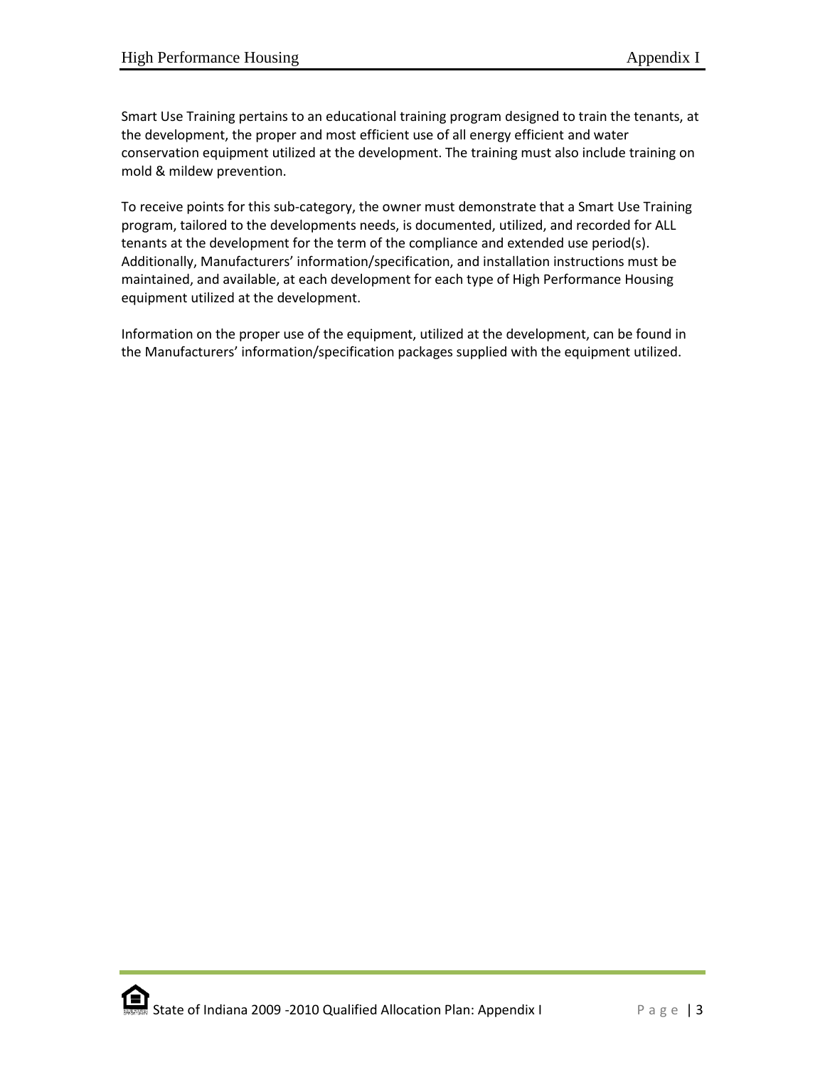Smart Use Training pertains to an educational training program designed to train the tenants, at the development, the proper and most efficient use of all energy efficient and water conservation equipment utilized at the development. The training must also include training on mold & mildew prevention.

To receive points for this sub-category, the owner must demonstrate that a Smart Use Training program, tailored to the developments needs, is documented, utilized, and recorded for ALL tenants at the development for the term of the compliance and extended use period(s). Additionally, Manufacturers' information/specification, and installation instructions must be maintained, and available, at each development for each type of High Performance Housing equipment utilized at the development.

Information on the proper use of the equipment, utilized at the development, can be found in the Manufacturers' information/specification packages supplied with the equipment utilized.